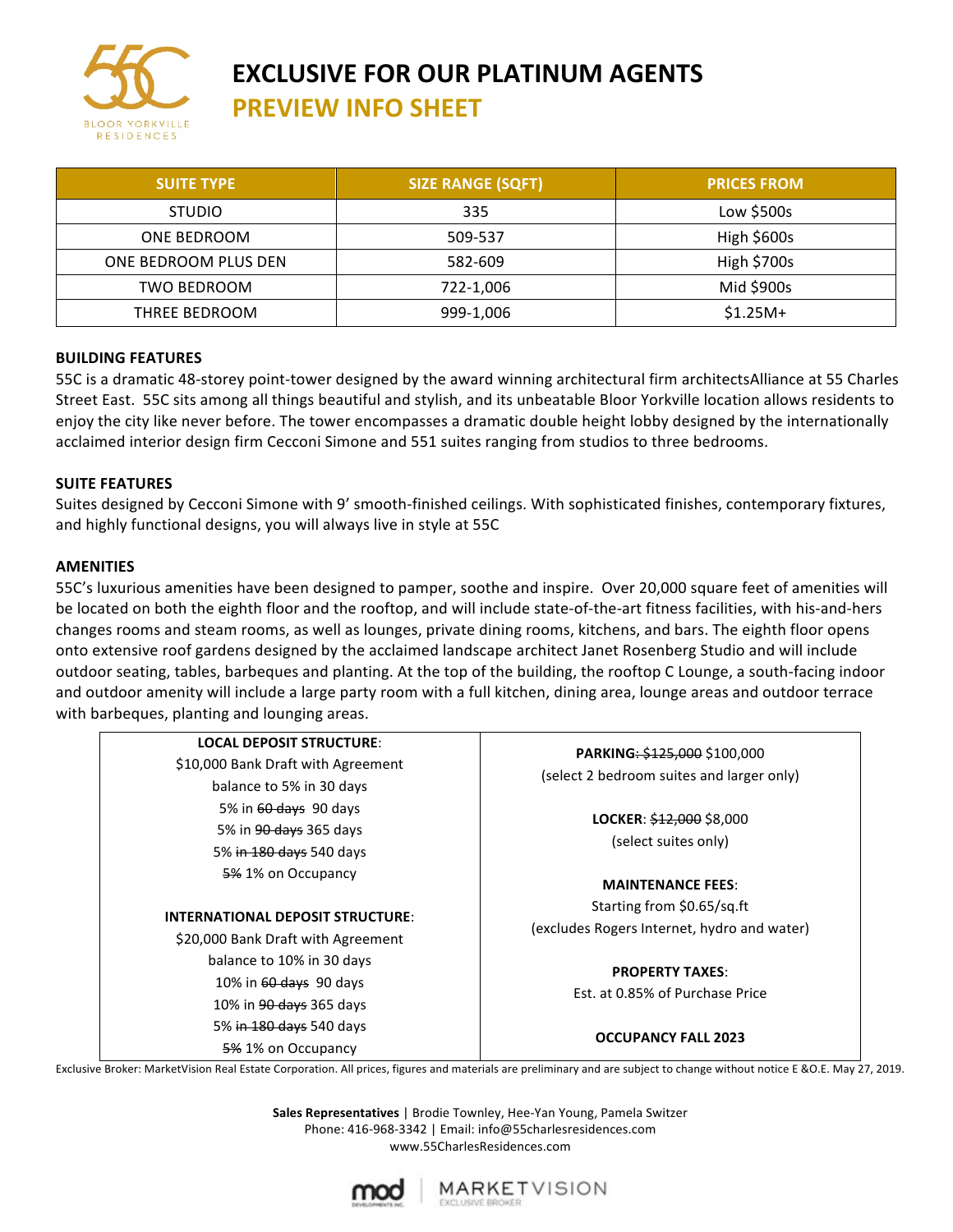# EXCLUSIVE FOR OUR PLATINUM AGENTS

## PREVIEW INFO SHEET

| SUITE TYPE | SIZE RANGE (SQFT) | PRICES FROM |
|---|---|---|
| STUDIO | 335 | Low $500s |
| ONE BEDROOM | 509-537 | High $600s |
| ONE BEDROOM PLUS DEN | 582-609 | High $700s |
| TWO BEDROOM | 722-1,006 | Mid $900s |
| THREE BEDROOM | 999-1,006 | $1.25M+ |

**BUILDING FEATURES**

55C is a dramatic 48-storey point-tower designed by the award winning architectural firm architectsAlliance at 55 Charles Street East. 55C sits among all things beautiful and stylish, and its unbeatable Bloor Yorkville location allows residents to enjoy the city like never before. The tower encompasses a dramatic double height lobby designed by the internationally acclaimed interior design firm Cecconi Simone and 551 suites ranging from studios to three bedrooms.

**SUITE FEATURES**

Suites designed by Cecconi Simone with 9' smooth-finished ceilings. With sophisticated finishes, contemporary fixtures, and highly functional designs, you will always live in style at 55C

**AMENITIES**

55C's luxurious amenities have been designed to pamper, soothe and inspire. Over 20,000 square feet of amenities will be located on both the eighth floor and the rooftop, and will include state-of-the-art fitness facilities, with his-and-hers changes rooms and steam rooms, as well as lounges, private dining rooms, kitchens, and bars. The eighth floor opens onto extensive roof gardens designed by the acclaimed landscape architect Janet Rosenberg Studio and will include outdoor seating, tables, barbeques and planting. At the top of the building, the rooftop C Lounge, a south-facing indoor and outdoor amenity will include a large party room with a full kitchen, dining area, lounge areas and outdoor terrace with barbeques, planting and lounging areas.

**LOCAL DEPOSIT STRUCTURE**:
$10,000 Bank Draft with Agreement
balance to 5% in 30 days
5% in ~~60 days~~ 90 days
5% in ~~90 days~~ 365 days
5% ~~in 180 days~~ 540 days
~~5%~~ 1% on Occupancy

**INTERNATIONAL DEPOSIT STRUCTURE**:
$20,000 Bank Draft with Agreement
balance to 10% in 30 days
10% in ~~60 days~~ 90 days
10% in ~~90 days~~ 365 days
5% ~~in 180 days~~ 540 days
~~5%~~ 1% on Occupancy

**PARKING~~:~~** ~~$125,000~~ $100,000
(select 2 bedroom suites and larger only)

**LOCKER**: ~~$12,000~~ $8,000
(select suites only)

**MAINTENANCE FEES**:
Starting from $0.65/sq.ft
(excludes Rogers Internet, hydro and water)

**PROPERTY TAXES**:
Est. at 0.85% of Purchase Price

**OCCUPANCY FALL 2023**

Exclusive Broker: MarketVision Real Estate Corporation. All prices, figures and materials are preliminary and are subject to change without notice E &O.E. May 27, 2019.

**Sales Representatives** | Brodie Townley, Hee-Yan Young, Pamela Switzer
Phone: 416-968-3342 | Email: info@55charlesresidences.com
www.55CharlesResidences.com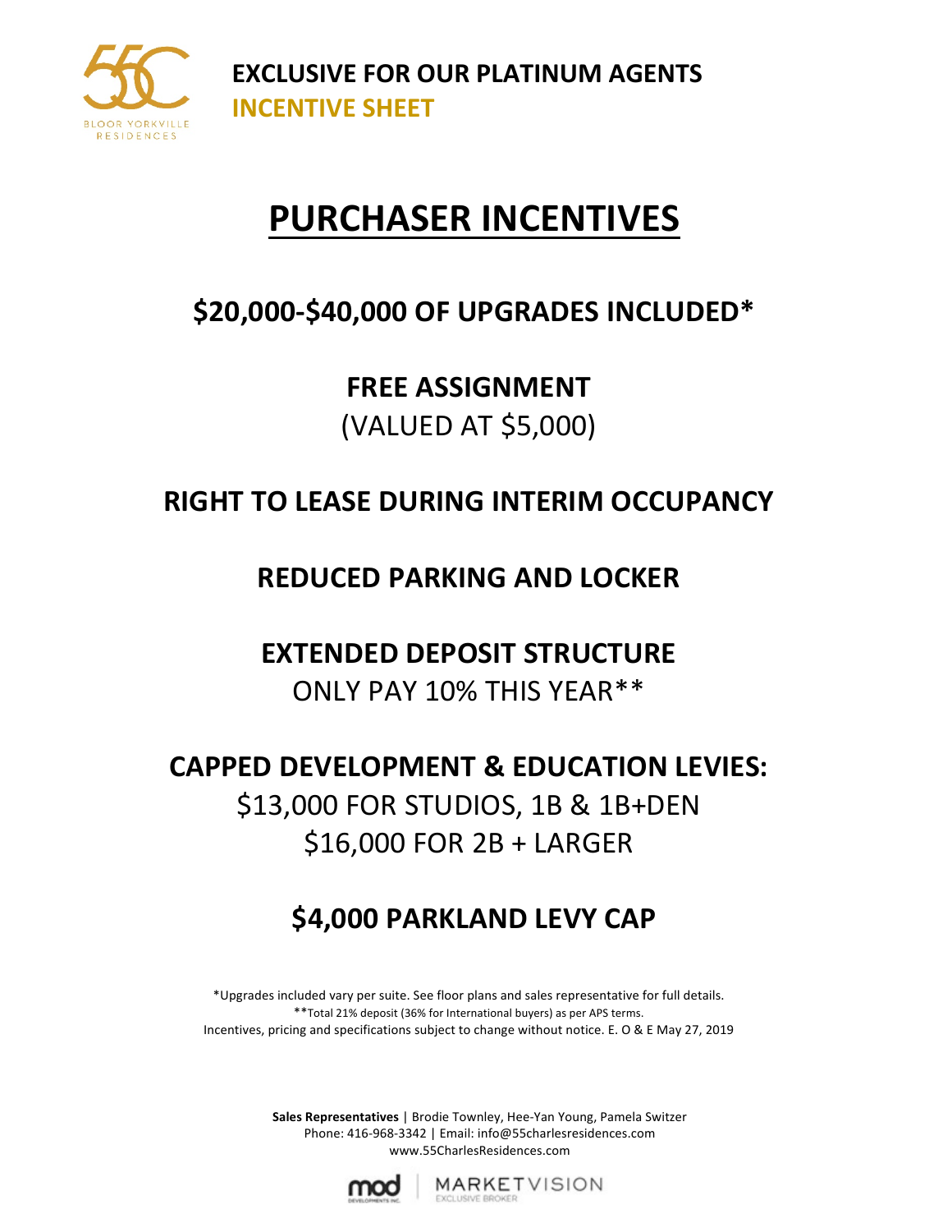**EXCLUSIVE FOR OUR PLATINUM AGENTS**
**INCENTIVE SHEET**

# PURCHASER INCENTIVES

## $20,000-$40,000 OF UPGRADES INCLUDED*

## FREE ASSIGNMENT
(VALUED AT $5,000)

## RIGHT TO LEASE DURING INTERIM OCCUPANCY

## REDUCED PARKING AND LOCKER

## EXTENDED DEPOSIT STRUCTURE
ONLY PAY 10% THIS YEAR**

## CAPPED DEVELOPMENT & EDUCATION LEVIES:
$13,000 FOR STUDIOS, 1B & 1B+DEN
$16,000 FOR 2B + LARGER

## $4,000 PARKLAND LEVY CAP

*Upgrades included vary per suite. See floor plans and sales representative for full details.
**Total 21% deposit (36% for International buyers) as per APS terms.
Incentives, pricing and specifications subject to change without notice. E. O & E May 27, 2019

**Sales Representatives** | Brodie Townley, Hee-Yan Young, Pamela Switzer
Phone: 416-968-3342 | Email: info@55charlesresidences.com
www.55CharlesResidences.com